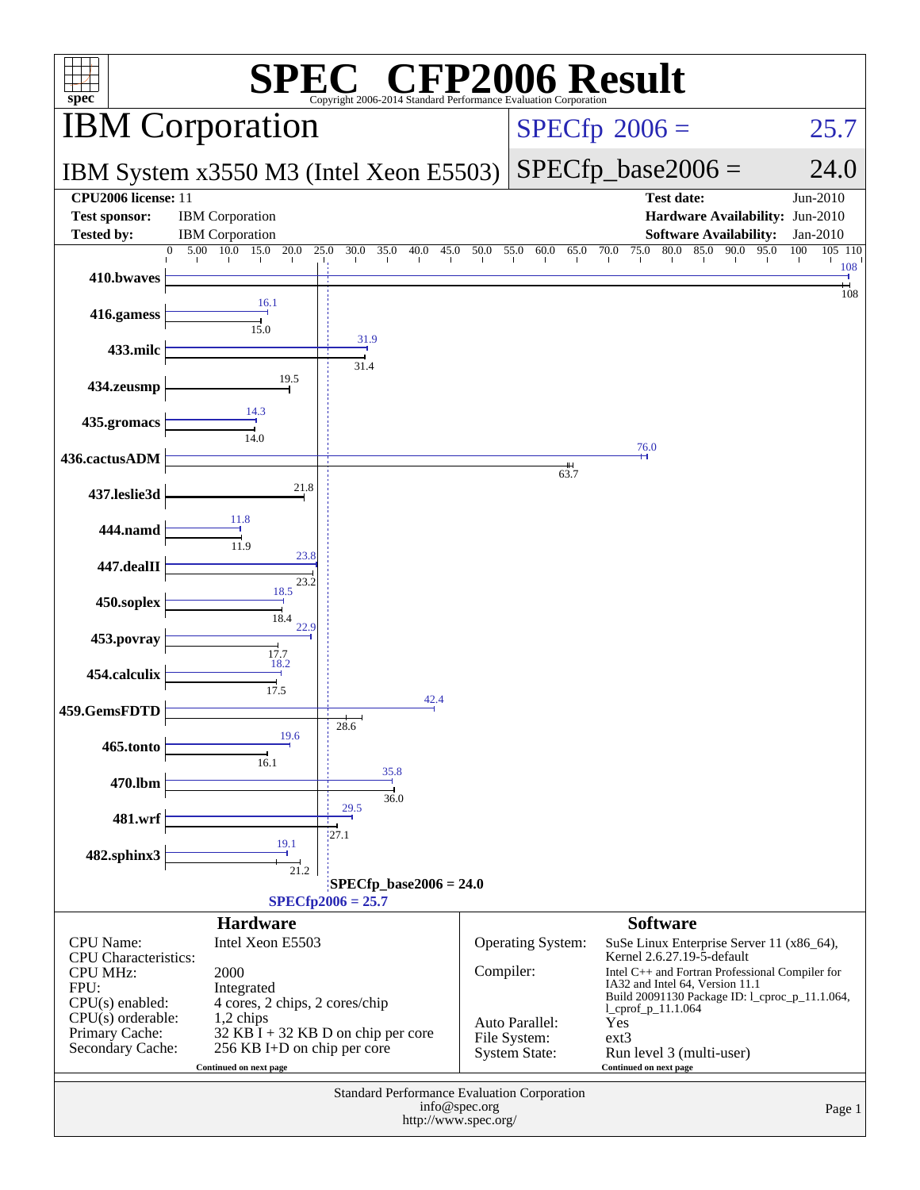# SPEC CFP2006 Result

Copyright 2006-2014 Standard Performance Evaluation Corporation

## IBM Corporation

**IBM System x3550 M3 (Intel Xeon E5503)**

SPECfp 2006 = 25.7

SPECfp_base2006 = 24.0

| | | | |
|---|---|---|---|
| **CPU2006 license:** 11 | | **Test date:** | Jun-2010 |
| **Test sponsor:** | IBM Corporation | **Hardware Availability:** | Jun-2010 |
| **Tested by:** | IBM Corporation | **Software Availability:** | Jan-2010 |

| Benchmark | Peak | Base |
|---|---|---|
| 410.bwaves | 108 | 108 |
| 416.gamess | 16.1 | 15.0 |
| 433.milc | 31.9 | 31.4 |
| 434.zeusmp | 19.5 | 19.5 |
| 435.gromacs | 14.3 | 14.0 |
| 436.cactusADM | 76.0 | 63.7 |
| 437.leslie3d | 21.8 | 21.8 |
| 444.namd | 11.8 | 11.9 |
| 447.dealII | 23.8 | 23.2 |
| 450.soplex | 18.5 | 18.4 |
| 453.povray | 22.9 | 17.7 |
| 454.calculix | 18.2 | 17.5 |
| 459.GemsFDTD | 42.4 | 28.6 |
| 465.tonto | 19.6 | 16.1 |
| 470.lbm | 35.8 | 36.0 |
| 481.wrf | 29.5 | 27.1 |
| 482.sphinx3 | 19.1 | 21.2 |

SPECfp_base2006 = 24.0

SPECfp2006 = 25.7

### Hardware

| | |
|---|---|
| CPU Name: | Intel Xeon E5503 |
| CPU Characteristics: | |
| CPU MHz: | 2000 |
| FPU: | Integrated |
| CPU(s) enabled: | 4 cores, 2 chips, 2 cores/chip |
| CPU(s) orderable: | 1,2 chips |
| Primary Cache: | 32 KB I + 32 KB D on chip per core |
| Secondary Cache: | 256 KB I+D on chip per core |

Continued on next page

### Software

| | |
|---|---|
| Operating System: | SuSe Linux Enterprise Server 11 (x86_64), Kernel 2.6.27.19-5-default |
| Compiler: | Intel C++ and Fortran Professional Compiler for IA32 and Intel 64, Version 11.1 Build 20091130 Package ID: l_cproc_p_11.1.064, l_cprof_p_11.1.064 |
| Auto Parallel: | Yes |
| File System: | ext3 |
| System State: | Run level 3 (multi-user) |

Continued on next page

Standard Performance Evaluation Corporation
info@spec.org
http://www.spec.org/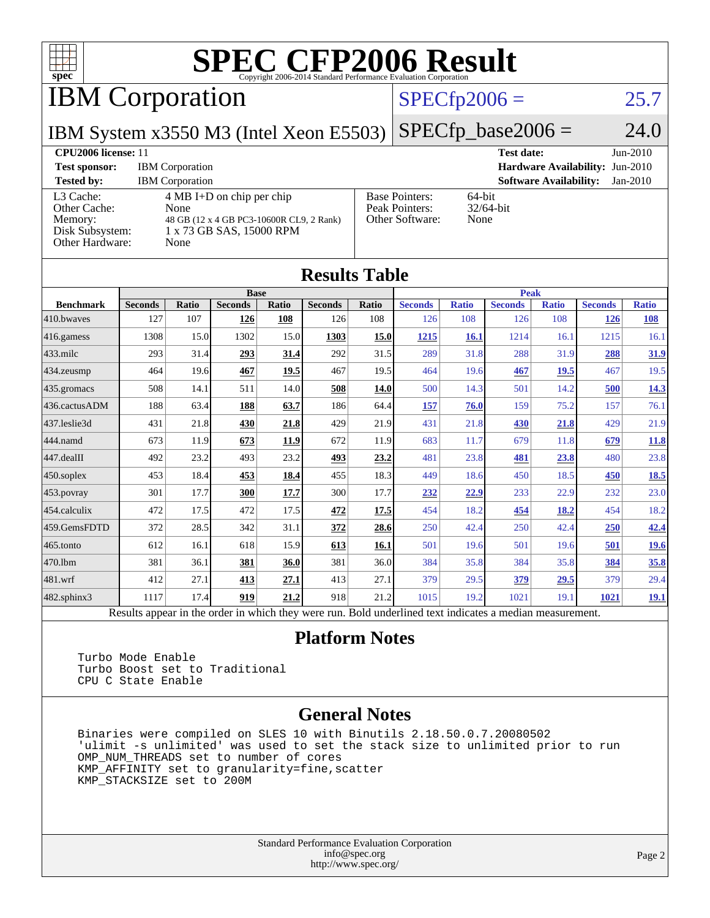# SPEC CFP2006 Result

Copyright 2006-2014 Standard Performance Evaluation Corporation

## IBM Corporation

**IBM System x3550 M3 (Intel Xeon E5503)**

SPECfp2006 = 25.7

SPECfp_base2006 = 24.0

**CPU2006 license:** 11

**Test sponsor:** IBM Corporation

**Tested by:** IBM Corporation

**Test date:** Jun-2010

**Hardware Availability:** Jun-2010

**Software Availability:** Jan-2010

| | |
|---|---|
| L3 Cache: | 4 MB I+D on chip per chip |
| Other Cache: | None |
| Memory: | 48 GB (12 x 4 GB PC3-10600R CL9, 2 Rank) |
| Disk Subsystem: | 1 x 73 GB SAS, 15000 RPM |
| Other Hardware: | None |

| | |
|---|---|
| Base Pointers: | 64-bit |
| Peak Pointers: | 32/64-bit |
| Other Software: | None |

## Results Table

| Benchmark | Base | | | | | | Peak | | | | | |
|---|---|---|---|---|---|---|---|---|---|---|---|---|
| | Seconds | Ratio | Seconds | Ratio | Seconds | Ratio | Seconds | Ratio | Seconds | Ratio | Seconds | Ratio |
| 410.bwaves | 127 | 107 | **126** | **108** | 126 | 108 | 126 | 108 | 126 | 108 | **126** | **108** |
| 416.gamess | 1308 | 15.0 | 1302 | 15.0 | **1303** | **15.0** | **1215** | **16.1** | 1214 | 16.1 | 1215 | 16.1 |
| 433.milc | 293 | 31.4 | **293** | **31.4** | 292 | 31.5 | 289 | 31.8 | 288 | 31.9 | **288** | **31.9** |
| 434.zeusmp | 464 | 19.6 | **467** | **19.5** | 467 | 19.5 | 464 | 19.6 | **467** | **19.5** | 467 | 19.5 |
| 435.gromacs | 508 | 14.1 | 511 | 14.0 | **508** | **14.0** | 500 | 14.3 | 501 | 14.2 | **500** | **14.3** |
| 436.cactusADM | 188 | 63.4 | **188** | **63.7** | 186 | 64.4 | **157** | **76.0** | 159 | 75.2 | 157 | 76.1 |
| 437.leslie3d | 431 | 21.8 | **430** | **21.8** | 429 | 21.9 | 431 | 21.8 | **430** | **21.8** | 429 | 21.9 |
| 444.namd | 673 | 11.9 | **673** | **11.9** | 672 | 11.9 | 683 | 11.7 | 679 | 11.8 | **679** | **11.8** |
| 447.dealII | 492 | 23.2 | 493 | 23.2 | **493** | **23.2** | 481 | 23.8 | **481** | **23.8** | 480 | 23.8 |
| 450.soplex | 453 | 18.4 | **453** | **18.4** | 455 | 18.3 | 449 | 18.6 | 450 | 18.5 | **450** | **18.5** |
| 453.povray | 301 | 17.7 | **300** | **17.7** | 300 | 17.7 | **232** | **22.9** | 233 | 22.9 | 232 | 23.0 |
| 454.calculix | 472 | 17.5 | 472 | 17.5 | **472** | **17.5** | 454 | 18.2 | **454** | **18.2** | 454 | 18.2 |
| 459.GemsFDTD | 372 | 28.5 | 342 | 31.1 | **372** | **28.6** | 250 | 42.4 | 250 | 42.4 | **250** | **42.4** |
| 465.tonto | 612 | 16.1 | 618 | 15.9 | **613** | **16.1** | 501 | 19.6 | 501 | 19.6 | **501** | **19.6** |
| 470.lbm | 381 | 36.1 | **381** | **36.0** | 381 | 36.0 | 384 | 35.8 | 384 | 35.8 | **384** | **35.8** |
| 481.wrf | 412 | 27.1 | **413** | **27.1** | 413 | 27.1 | 379 | 29.5 | **379** | **29.5** | 379 | 29.4 |
| 482.sphinx3 | 1117 | 17.4 | **919** | **21.2** | 918 | 21.2 | 1015 | 19.2 | 1021 | 19.1 | **1021** | **19.1** |

Results appear in the order in which they were run. Bold underlined text indicates a median measurement.

## Platform Notes

```
Turbo Mode Enable
Turbo Boost set to Traditional
CPU C State Enable
```

## General Notes

```
Binaries were compiled on SLES 10 with Binutils 2.18.50.0.7.20080502
'ulimit -s unlimited' was used to set the stack size to unlimited prior to run
OMP_NUM_THREADS set to number of cores
KMP_AFFINITY set to granularity=fine,scatter
KMP_STACKSIZE set to 200M
```

Standard Performance Evaluation Corporation
info@spec.org
http://www.spec.org/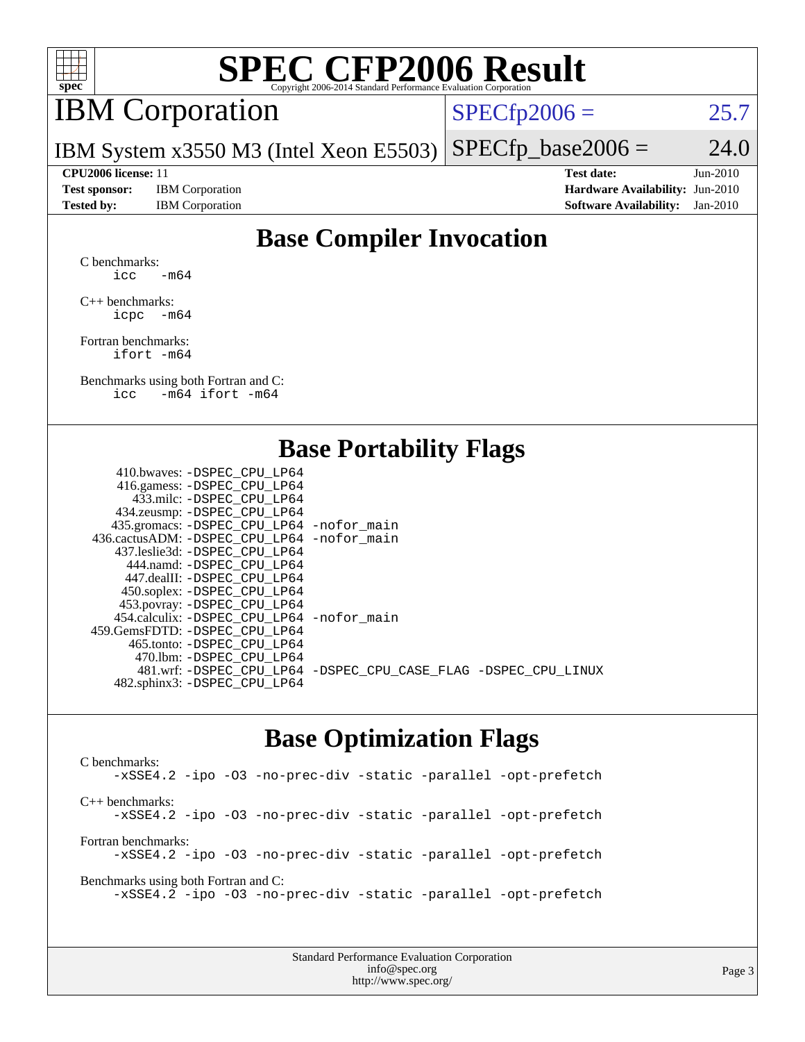# SPEC CFP2006 Result

Copyright 2006-2014 Standard Performance Evaluation Corporation

## IBM Corporation

IBM System x3550 M3 (Intel Xeon E5503)

SPECfp2006 = 25.7

SPECfp_base2006 = 24.0

| | | | |
|---|---|---|---|
| **CPU2006 license:** 11 | | **Test date:** | Jun-2010 |
| **Test sponsor:** | IBM Corporation | **Hardware Availability:** | Jun-2010 |
| **Tested by:** | IBM Corporation | **Software Availability:** | Jan-2010 |

## Base Compiler Invocation

C benchmarks:
```
icc   -m64
```

C++ benchmarks:
```
icpc  -m64
```

Fortran benchmarks:
```
ifort -m64
```

Benchmarks using both Fortran and C:
```
icc   -m64 ifort -m64
```

## Base Portability Flags

```
    410.bwaves: -DSPEC_CPU_LP64
    416.gamess: -DSPEC_CPU_LP64
      433.milc: -DSPEC_CPU_LP64
    434.zeusmp: -DSPEC_CPU_LP64
   435.gromacs: -DSPEC_CPU_LP64 -nofor_main
436.cactusADM: -DSPEC_CPU_LP64 -nofor_main
   437.leslie3d: -DSPEC_CPU_LP64
     444.namd: -DSPEC_CPU_LP64
    447.dealII: -DSPEC_CPU_LP64
    450.soplex: -DSPEC_CPU_LP64
    453.povray: -DSPEC_CPU_LP64
  454.calculix: -DSPEC_CPU_LP64 -nofor_main
 459.GemsFDTD: -DSPEC_CPU_LP64
     465.tonto: -DSPEC_CPU_LP64
       470.lbm: -DSPEC_CPU_LP64
       481.wrf: -DSPEC_CPU_LP64 -DSPEC_CPU_CASE_FLAG -DSPEC_CPU_LINUX
   482.sphinx3: -DSPEC_CPU_LP64
```

## Base Optimization Flags

C benchmarks:
```
-xSSE4.2 -ipo -O3 -no-prec-div -static -parallel -opt-prefetch
```

C++ benchmarks:
```
-xSSE4.2 -ipo -O3 -no-prec-div -static -parallel -opt-prefetch
```

Fortran benchmarks:
```
-xSSE4.2 -ipo -O3 -no-prec-div -static -parallel -opt-prefetch
```

Benchmarks using both Fortran and C:
```
-xSSE4.2 -ipo -O3 -no-prec-div -static -parallel -opt-prefetch
```

Standard Performance Evaluation Corporation
info@spec.org
http://www.spec.org/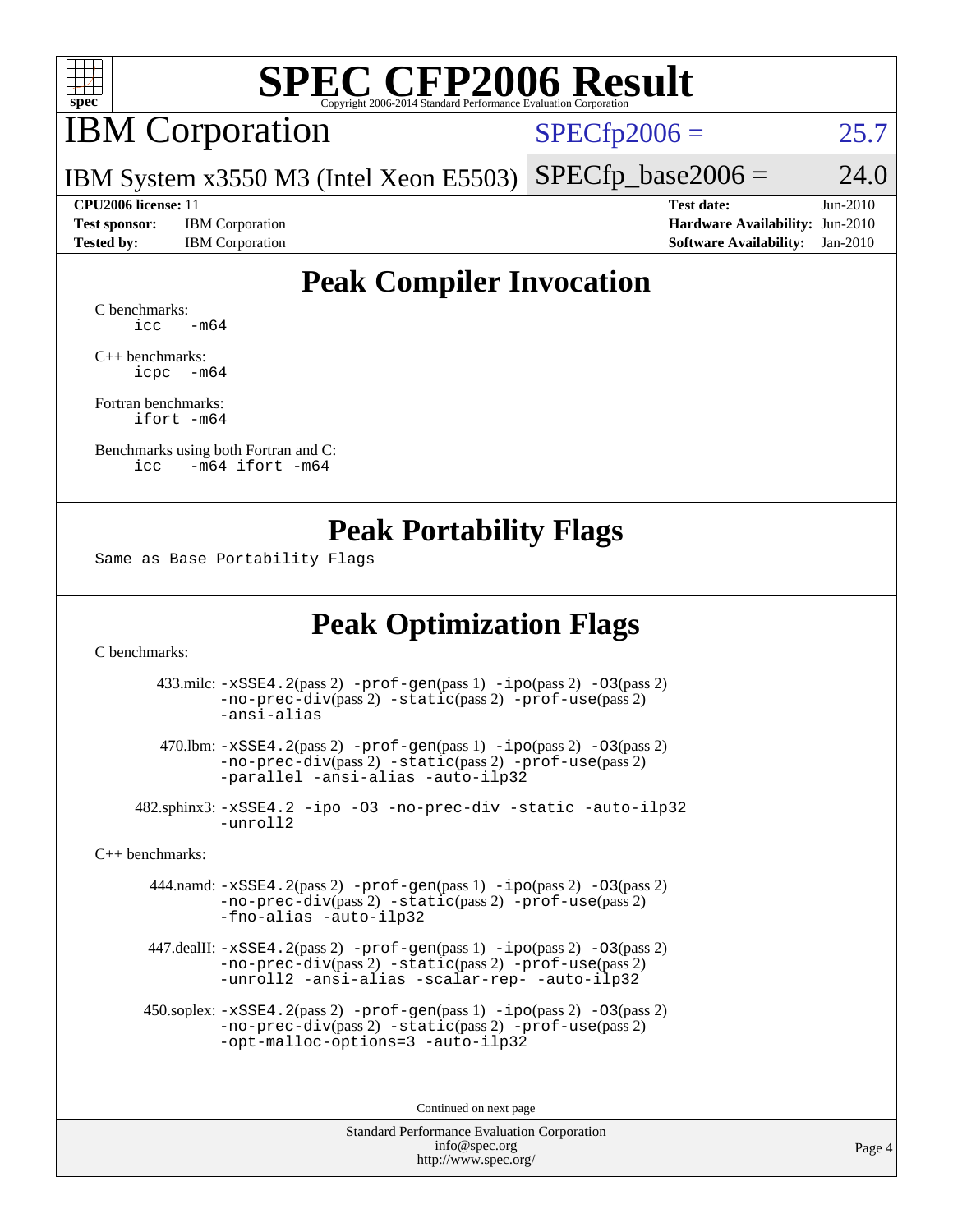# SPEC CFP2006 Result

Copyright 2006-2014 Standard Performance Evaluation Corporation

## IBM Corporation

IBM System x3550 M3 (Intel Xeon E5503)

SPECfp2006 = 25.7

SPECfp_base2006 = 24.0

| | | | |
|---|---|---|---|
| **CPU2006 license:** 11 | | **Test date:** | Jun-2010 |
| **Test sponsor:** | IBM Corporation | **Hardware Availability:** | Jun-2010 |
| **Tested by:** | IBM Corporation | **Software Availability:** | Jan-2010 |

## Peak Compiler Invocation

C benchmarks:
```
icc   -m64
```

C++ benchmarks:
```
icpc  -m64
```

Fortran benchmarks:
```
ifort -m64
```

Benchmarks using both Fortran and C:
```
icc   -m64 ifort -m64
```

## Peak Portability Flags

Same as Base Portability Flags

## Peak Optimization Flags

C benchmarks:

433.milc: -xSSE4.2(pass 2) -prof-gen(pass 1) -ipo(pass 2) -O3(pass 2) -no-prec-div(pass 2) -static(pass 2) -prof-use(pass 2) -ansi-alias

470.lbm: -xSSE4.2(pass 2) -prof-gen(pass 1) -ipo(pass 2) -O3(pass 2) -no-prec-div(pass 2) -static(pass 2) -prof-use(pass 2) -parallel -ansi-alias -auto-ilp32

482.sphinx3: -xSSE4.2 -ipo -O3 -no-prec-div -static -auto-ilp32 -unroll2

C++ benchmarks:

444.namd: -xSSE4.2(pass 2) -prof-gen(pass 1) -ipo(pass 2) -O3(pass 2) -no-prec-div(pass 2) -static(pass 2) -prof-use(pass 2) -fno-alias -auto-ilp32

447.dealII: -xSSE4.2(pass 2) -prof-gen(pass 1) -ipo(pass 2) -O3(pass 2) -no-prec-div(pass 2) -static(pass 2) -prof-use(pass 2) -unroll2 -ansi-alias -scalar-rep- -auto-ilp32

450.soplex: -xSSE4.2(pass 2) -prof-gen(pass 1) -ipo(pass 2) -O3(pass 2) -no-prec-div(pass 2) -static(pass 2) -prof-use(pass 2) -opt-malloc-options=3 -auto-ilp32

Continued on next page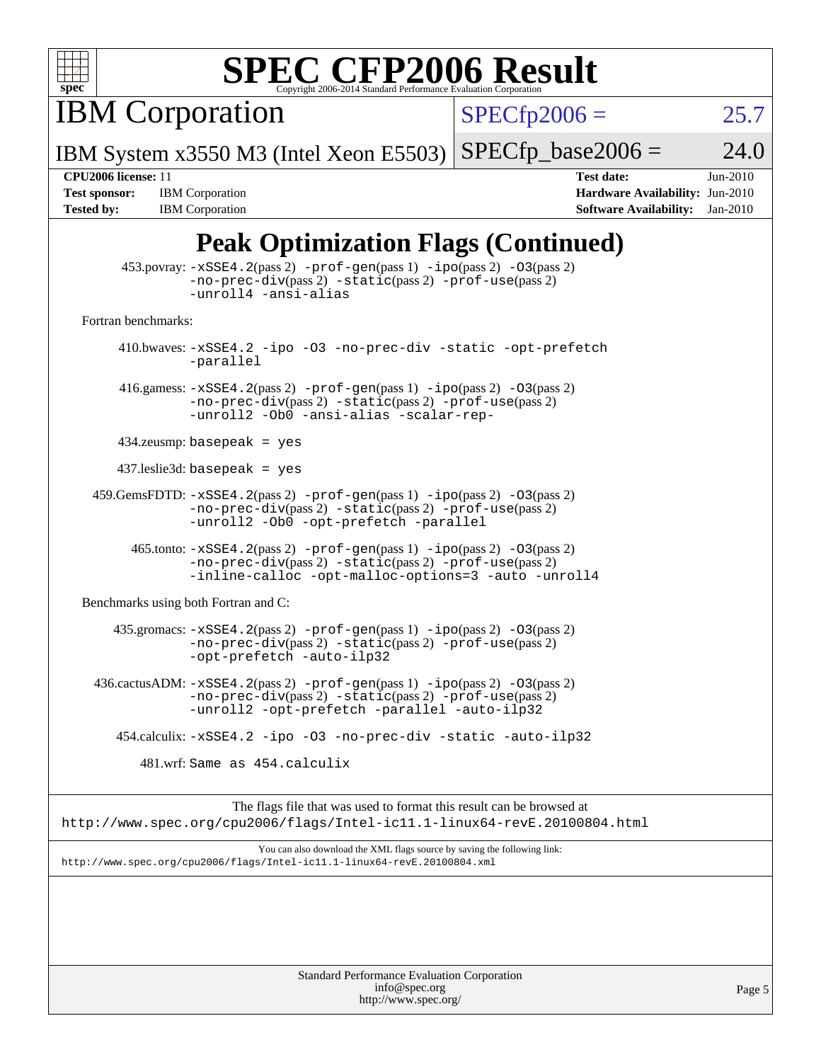# SPEC CFP2006 Result

Copyright 2006-2014 Standard Performance Evaluation Corporation

**IBM Corporation**

IBM System x3550 M3 (Intel Xeon E5503)

SPECfp2006 = 25.7

SPECfp_base2006 = 24.0

| | | | |
|---|---|---|---|
| **CPU2006 license:** 11 | | **Test date:** | Jun-2010 |
| **Test sponsor:** | IBM Corporation | **Hardware Availability:** | Jun-2010 |
| **Tested by:** | IBM Corporation | **Software Availability:** | Jan-2010 |

## Peak Optimization Flags (Continued)

453.povray: `-xSSE4.2`(pass 2) `-prof-gen`(pass 1) `-ipo`(pass 2) `-O3`(pass 2) `-no-prec-div`(pass 2) `-static`(pass 2) `-prof-use`(pass 2) `-unroll4 -ansi-alias`

Fortran benchmarks:

410.bwaves: `-xSSE4.2 -ipo -O3 -no-prec-div -static -opt-prefetch -parallel`

416.gamess: `-xSSE4.2`(pass 2) `-prof-gen`(pass 1) `-ipo`(pass 2) `-O3`(pass 2) `-no-prec-div`(pass 2) `-static`(pass 2) `-prof-use`(pass 2) `-unroll2 -Ob0 -ansi-alias -scalar-rep-`

434.zeusmp: `basepeak = yes`

437.leslie3d: `basepeak = yes`

459.GemsFDTD: `-xSSE4.2`(pass 2) `-prof-gen`(pass 1) `-ipo`(pass 2) `-O3`(pass 2) `-no-prec-div`(pass 2) `-static`(pass 2) `-prof-use`(pass 2) `-unroll2 -Ob0 -opt-prefetch -parallel`

465.tonto: `-xSSE4.2`(pass 2) `-prof-gen`(pass 1) `-ipo`(pass 2) `-O3`(pass 2) `-no-prec-div`(pass 2) `-static`(pass 2) `-prof-use`(pass 2) `-inline-calloc -opt-malloc-options=3 -auto -unroll4`

Benchmarks using both Fortran and C:

435.gromacs: `-xSSE4.2`(pass 2) `-prof-gen`(pass 1) `-ipo`(pass 2) `-O3`(pass 2) `-no-prec-div`(pass 2) `-static`(pass 2) `-prof-use`(pass 2) `-opt-prefetch -auto-ilp32`

436.cactusADM: `-xSSE4.2`(pass 2) `-prof-gen`(pass 1) `-ipo`(pass 2) `-O3`(pass 2) `-no-prec-div`(pass 2) `-static`(pass 2) `-prof-use`(pass 2) `-unroll2 -opt-prefetch -parallel -auto-ilp32`

454.calculix: `-xSSE4.2 -ipo -O3 -no-prec-div -static -auto-ilp32`

481.wrf: `Same as 454.calculix`

The flags file that was used to format this result can be browsed at
http://www.spec.org/cpu2006/flags/Intel-ic11.1-linux64-revE.20100804.html

You can also download the XML flags source by saving the following link:
http://www.spec.org/cpu2006/flags/Intel-ic11.1-linux64-revE.20100804.xml

Standard Performance Evaluation Corporation
info@spec.org
http://www.spec.org/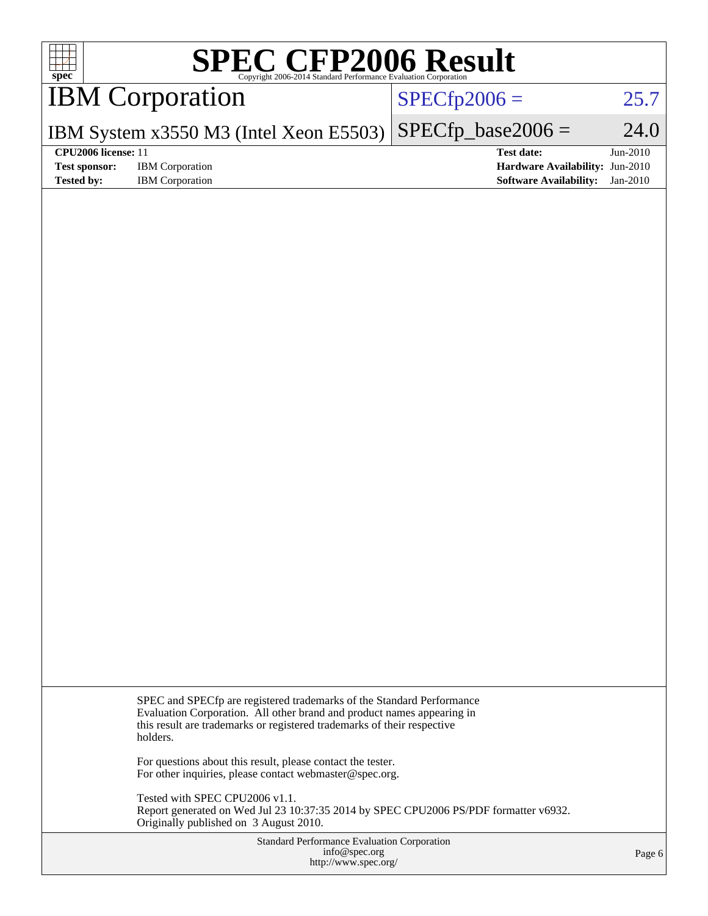SPEC and SPECfp are registered trademarks of the Standard Performance Evaluation Corporation. All other brand and product names appearing in this result are trademarks or registered trademarks of their respective holders.

For questions about this result, please contact the tester.
For other inquiries, please contact webmaster@spec.org.

Tested with SPEC CPU2006 v1.1.
Report generated on Wed Jul 23 10:37:35 2014 by SPEC CPU2006 PS/PDF formatter v6932.
Originally published on 3 August 2010.